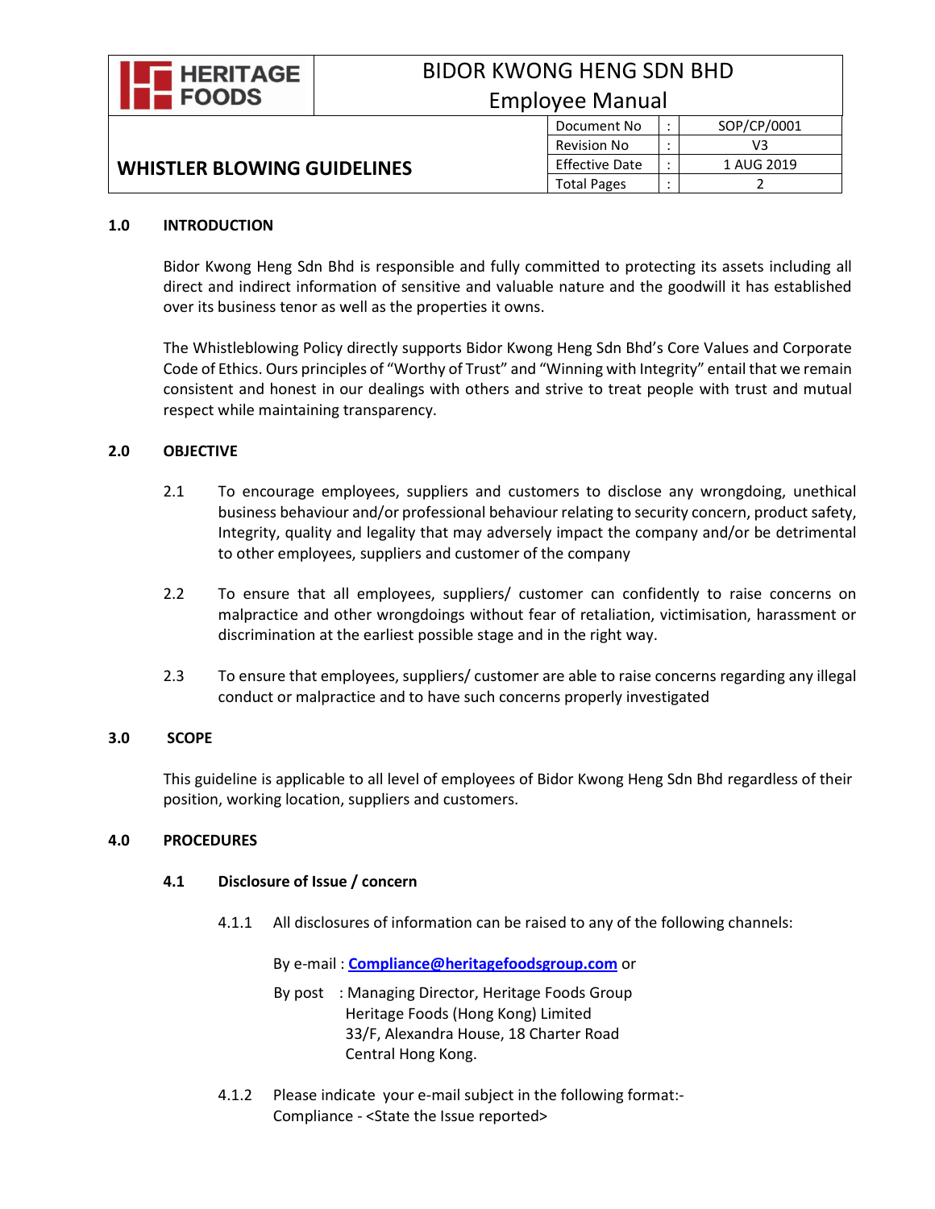HERITAGE FOODS

# BIDOR KWONG HENG SDN BHD
## Employee Manual

| WHISTLER BLOWING GUIDELINES | Document No | : | SOP/CP/0001 |
|---|---|---|---|
| | Revision No | : | V3 |
| | Effective Date | : | 1 AUG 2019 |
| | Total Pages | : | 2 |

## 1.0 INTRODUCTION

Bidor Kwong Heng Sdn Bhd is responsible and fully committed to protecting its assets including all direct and indirect information of sensitive and valuable nature and the goodwill it has established over its business tenor as well as the properties it owns.

The Whistleblowing Policy directly supports Bidor Kwong Heng Sdn Bhd's Core Values and Corporate Code of Ethics. Ours principles of "Worthy of Trust" and "Winning with Integrity" entail that we remain consistent and honest in our dealings with others and strive to treat people with trust and mutual respect while maintaining transparency.

## 2.0 OBJECTIVE

2.1 To encourage employees, suppliers and customers to disclose any wrongdoing, unethical business behaviour and/or professional behaviour relating to security concern, product safety, Integrity, quality and legality that may adversely impact the company and/or be detrimental to other employees, suppliers and customer of the company

2.2 To ensure that all employees, suppliers/ customer can confidently to raise concerns on malpractice and other wrongdoings without fear of retaliation, victimisation, harassment or discrimination at the earliest possible stage and in the right way.

2.3 To ensure that employees, suppliers/ customer are able to raise concerns regarding any illegal conduct or malpractice and to have such concerns properly investigated

## 3.0 SCOPE

This guideline is applicable to all level of employees of Bidor Kwong Heng Sdn Bhd regardless of their position, working location, suppliers and customers.

## 4.0 PROCEDURES

### 4.1 Disclosure of Issue / concern

4.1.1 All disclosures of information can be raised to any of the following channels:

By e-mail : **Compliance@heritagefoodsgroup.com** or

By post : Managing Director, Heritage Foods Group
Heritage Foods (Hong Kong) Limited
33/F, Alexandra House, 18 Charter Road
Central Hong Kong.

4.1.2 Please indicate your e-mail subject in the following format:-
Compliance - <State the Issue reported>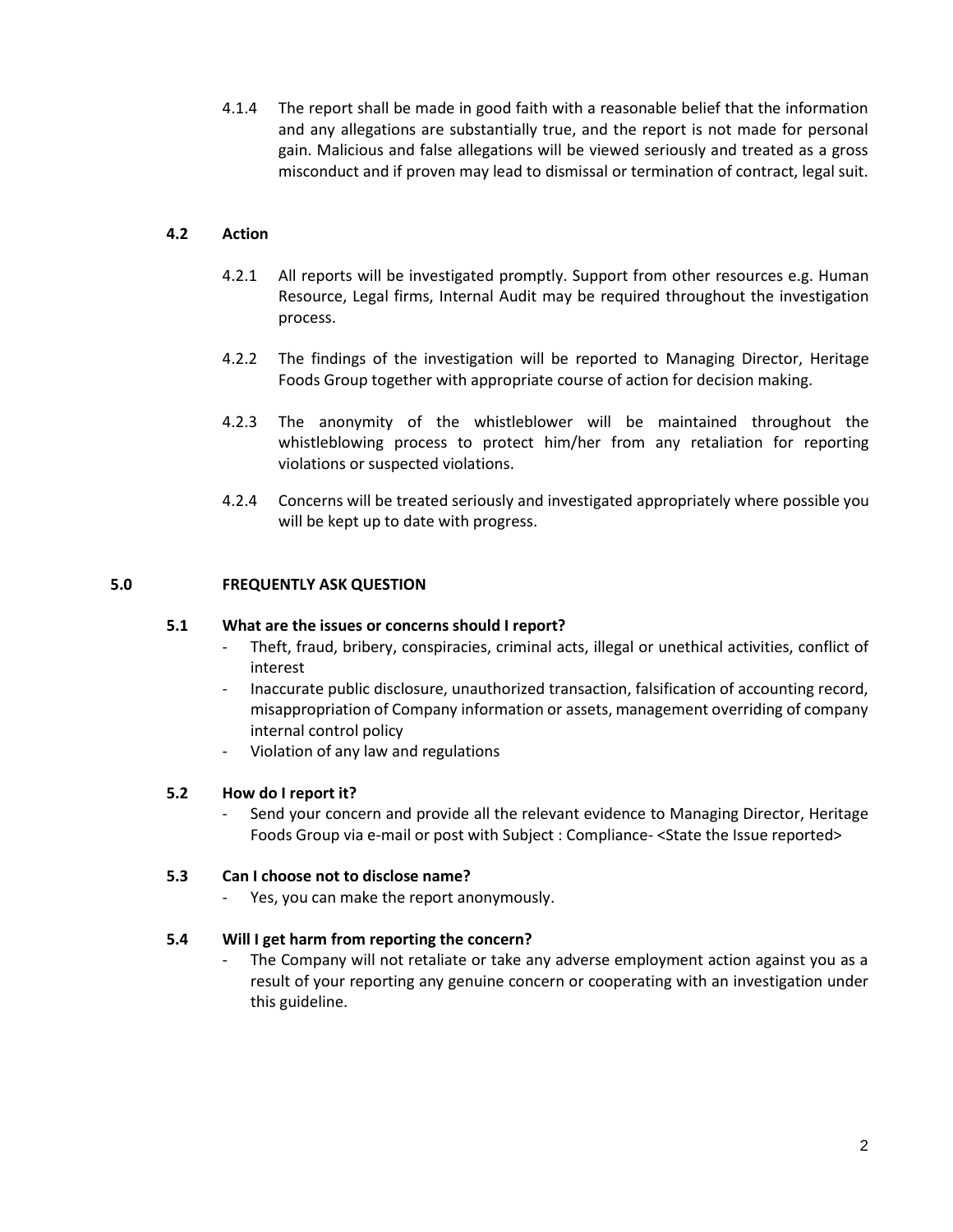4.1.4 The report shall be made in good faith with a reasonable belief that the information and any allegations are substantially true, and the report is not made for personal gain. Malicious and false allegations will be viewed seriously and treated as a gross misconduct and if proven may lead to dismissal or termination of contract, legal suit.

### 4.2 Action

4.2.1 All reports will be investigated promptly. Support from other resources e.g. Human Resource, Legal firms, Internal Audit may be required throughout the investigation process.

4.2.2 The findings of the investigation will be reported to Managing Director, Heritage Foods Group together with appropriate course of action for decision making.

4.2.3 The anonymity of the whistleblower will be maintained throughout the whistleblowing process to protect him/her from any retaliation for reporting violations or suspected violations.

4.2.4 Concerns will be treated seriously and investigated appropriately where possible you will be kept up to date with progress.

## 5.0 FREQUENTLY ASK QUESTION

### 5.1 What are the issues or concerns should I report?

- Theft, fraud, bribery, conspiracies, criminal acts, illegal or unethical activities, conflict of interest
- Inaccurate public disclosure, unauthorized transaction, falsification of accounting record, misappropriation of Company information or assets, management overriding of company internal control policy
- Violation of any law and regulations

### 5.2 How do I report it?

- Send your concern and provide all the relevant evidence to Managing Director, Heritage Foods Group via e-mail or post with Subject : Compliance- <State the Issue reported>

### 5.3 Can I choose not to disclose name?

- Yes, you can make the report anonymously.

### 5.4 Will I get harm from reporting the concern?

- The Company will not retaliate or take any adverse employment action against you as a result of your reporting any genuine concern or cooperating with an investigation under this guideline.